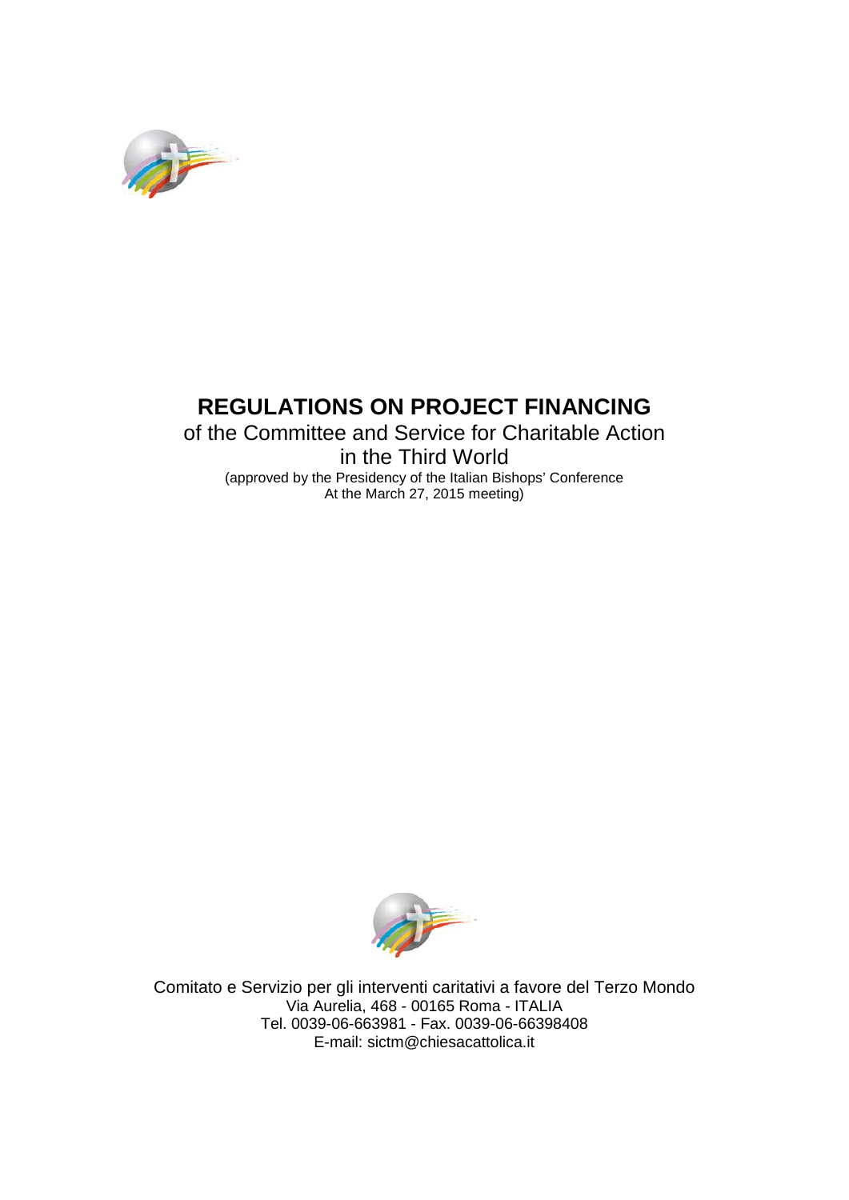# REGULATIONS ON PROJECT FINANCING

of the Committee and Service for Charitable Action in the Third World

(approved by the Presidency of the Italian Bishops' Conference At the March 27, 2015 meeting)

Comitato e Servizio per gli interventi caritativi a favore del Terzo Mondo
Via Aurelia, 468 - 00165 Roma - ITALIA
Tel. 0039-06-663981 - Fax. 0039-06-66398408
E-mail: sictm@chiesacattolica.it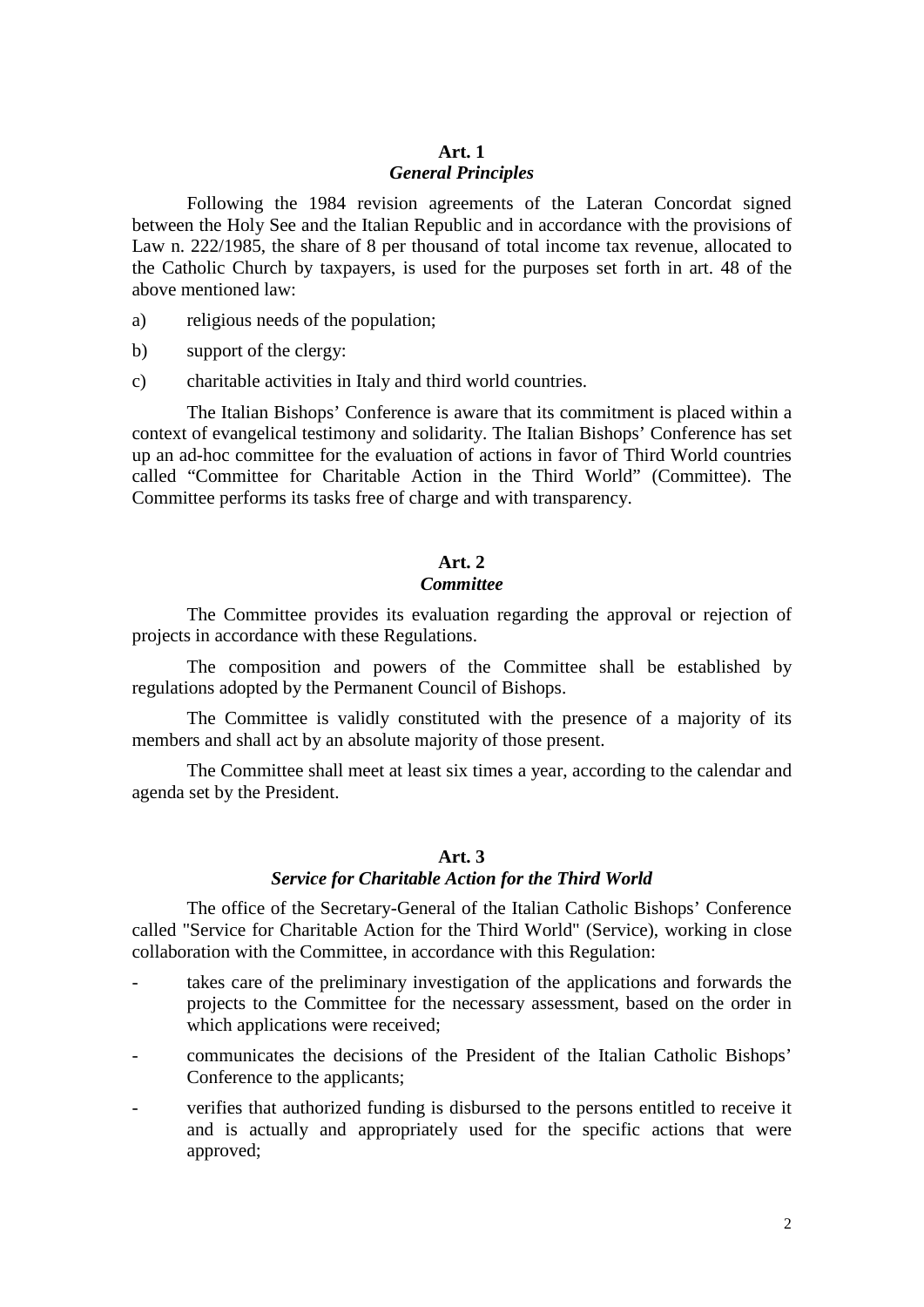## Art. 1
### *General Principles*

Following the 1984 revision agreements of the Lateran Concordat signed between the Holy See and the Italian Republic and in accordance with the provisions of Law n. 222/1985, the share of 8 per thousand of total income tax revenue, allocated to the Catholic Church by taxpayers, is used for the purposes set forth in art. 48 of the above mentioned law:

a) religious needs of the population;

b) support of the clergy:

c) charitable activities in Italy and third world countries.

The Italian Bishops' Conference is aware that its commitment is placed within a context of evangelical testimony and solidarity. The Italian Bishops' Conference has set up an ad-hoc committee for the evaluation of actions in favor of Third World countries called "Committee for Charitable Action in the Third World" (Committee). The Committee performs its tasks free of charge and with transparency.

## Art. 2
### *Committee*

The Committee provides its evaluation regarding the approval or rejection of projects in accordance with these Regulations.

The composition and powers of the Committee shall be established by regulations adopted by the Permanent Council of Bishops.

The Committee is validly constituted with the presence of a majority of its members and shall act by an absolute majority of those present.

The Committee shall meet at least six times a year, according to the calendar and agenda set by the President.

## Art. 3
### *Service for Charitable Action for the Third World*

The office of the Secretary-General of the Italian Catholic Bishops' Conference called "Service for Charitable Action for the Third World" (Service), working in close collaboration with the Committee, in accordance with this Regulation:

- takes care of the preliminary investigation of the applications and forwards the projects to the Committee for the necessary assessment, based on the order in which applications were received;
- communicates the decisions of the President of the Italian Catholic Bishops' Conference to the applicants;
- verifies that authorized funding is disbursed to the persons entitled to receive it and is actually and appropriately used for the specific actions that were approved;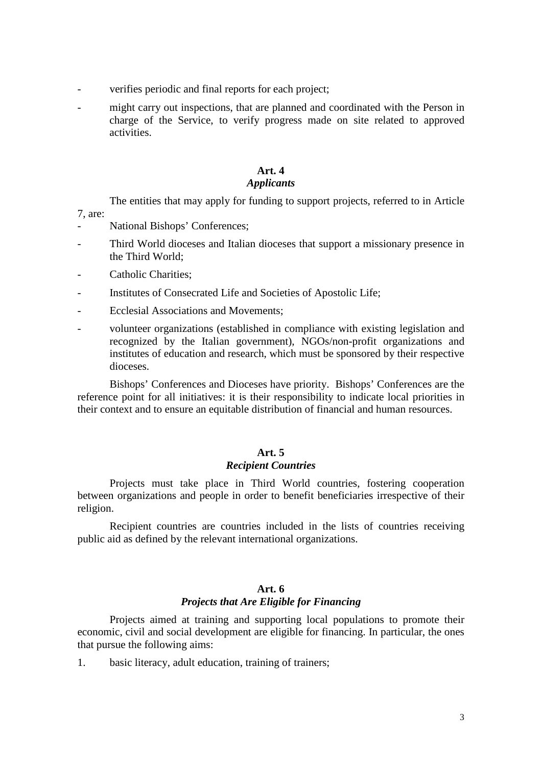- verifies periodic and final reports for each project;
- might carry out inspections, that are planned and coordinated with the Person in charge of the Service, to verify progress made on site related to approved activities.

## Art. 4
### *Applicants*

The entities that may apply for funding to support projects, referred to in Article 7, are:

- National Bishops' Conferences;
- Third World dioceses and Italian dioceses that support a missionary presence in the Third World;
- Catholic Charities;
- Institutes of Consecrated Life and Societies of Apostolic Life;
- Ecclesial Associations and Movements;
- volunteer organizations (established in compliance with existing legislation and recognized by the Italian government), NGOs/non-profit organizations and institutes of education and research, which must be sponsored by their respective dioceses.

Bishops' Conferences and Dioceses have priority. Bishops' Conferences are the reference point for all initiatives: it is their responsibility to indicate local priorities in their context and to ensure an equitable distribution of financial and human resources.

## Art. 5
### *Recipient Countries*

Projects must take place in Third World countries, fostering cooperation between organizations and people in order to benefit beneficiaries irrespective of their religion.

Recipient countries are countries included in the lists of countries receiving public aid as defined by the relevant international organizations.

## Art. 6
### *Projects that Are Eligible for Financing*

Projects aimed at training and supporting local populations to promote their economic, civil and social development are eligible for financing. In particular, the ones that pursue the following aims:

1. basic literacy, adult education, training of trainers;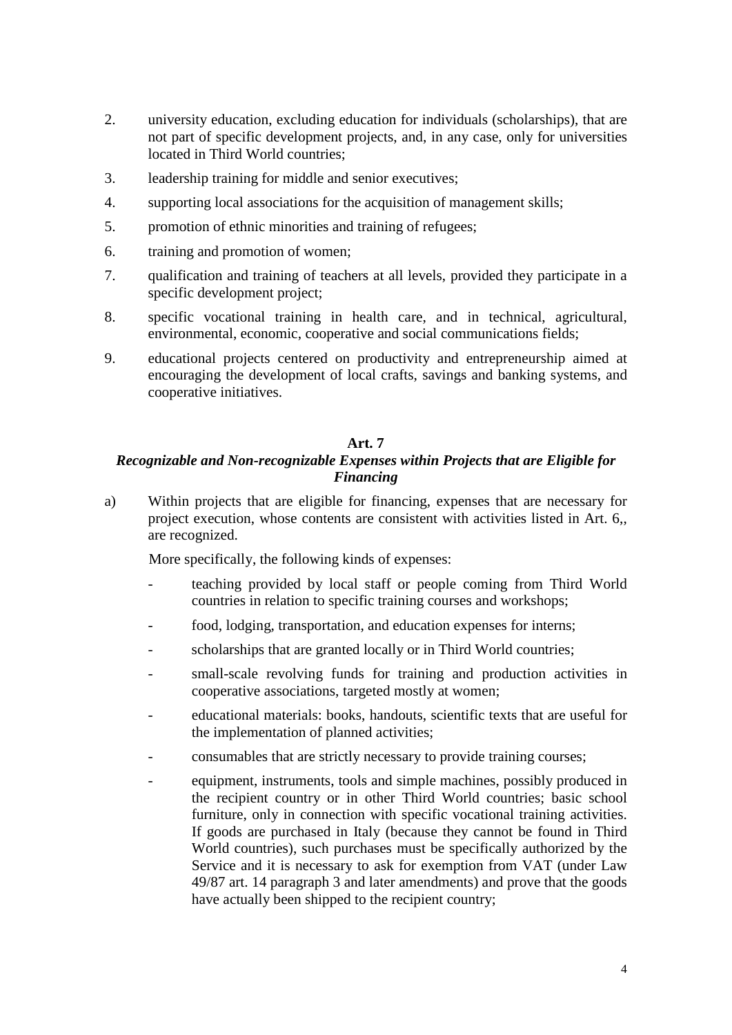2. university education, excluding education for individuals (scholarships), that are not part of specific development projects, and, in any case, only for universities located in Third World countries;
3. leadership training for middle and senior executives;
4. supporting local associations for the acquisition of management skills;
5. promotion of ethnic minorities and training of refugees;
6. training and promotion of women;
7. qualification and training of teachers at all levels, provided they participate in a specific development project;
8. specific vocational training in health care, and in technical, agricultural, environmental, economic, cooperative and social communications fields;
9. educational projects centered on productivity and entrepreneurship aimed at encouraging the development of local crafts, savings and banking systems, and cooperative initiatives.

## Art. 7

### *Recognizable and Non-recognizable Expenses within Projects that are Eligible for Financing*

a) Within projects that are eligible for financing, expenses that are necessary for project execution, whose contents are consistent with activities listed in Art. 6,, are recognized.

More specifically, the following kinds of expenses:

- teaching provided by local staff or people coming from Third World countries in relation to specific training courses and workshops;
- food, lodging, transportation, and education expenses for interns;
- scholarships that are granted locally or in Third World countries;
- small-scale revolving funds for training and production activities in cooperative associations, targeted mostly at women;
- educational materials: books, handouts, scientific texts that are useful for the implementation of planned activities;
- consumables that are strictly necessary to provide training courses;
- equipment, instruments, tools and simple machines, possibly produced in the recipient country or in other Third World countries; basic school furniture, only in connection with specific vocational training activities. If goods are purchased in Italy (because they cannot be found in Third World countries), such purchases must be specifically authorized by the Service and it is necessary to ask for exemption from VAT (under Law 49/87 art. 14 paragraph 3 and later amendments) and prove that the goods have actually been shipped to the recipient country;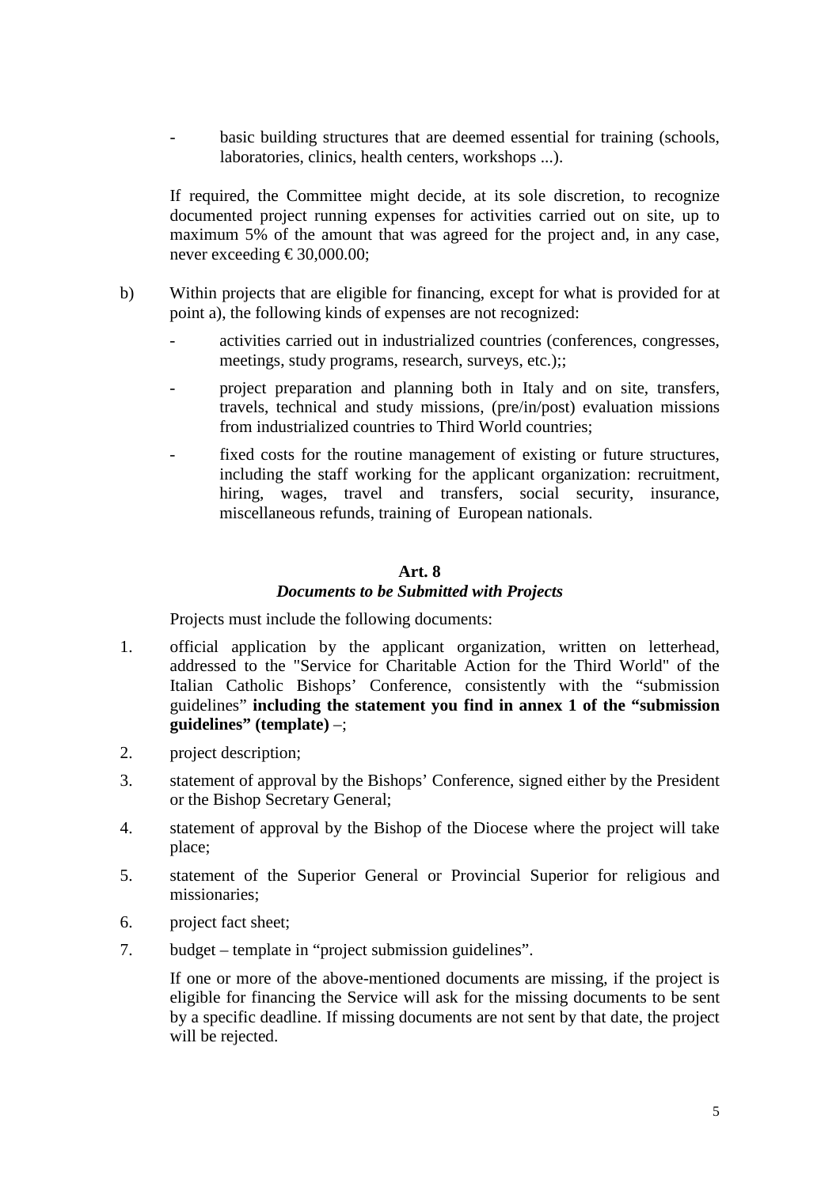- basic building structures that are deemed essential for training (schools, laboratories, clinics, health centers, workshops ...).

If required, the Committee might decide, at its sole discretion, to recognize documented project running expenses for activities carried out on site, up to maximum 5% of the amount that was agreed for the project and, in any case, never exceeding € 30,000.00;

b) Within projects that are eligible for financing, except for what is provided for at point a), the following kinds of expenses are not recognized:

   - activities carried out in industrialized countries (conferences, congresses, meetings, study programs, research, surveys, etc.);;
   - project preparation and planning both in Italy and on site, transfers, travels, technical and study missions, (pre/in/post) evaluation missions from industrialized countries to Third World countries;
   - fixed costs for the routine management of existing or future structures, including the staff working for the applicant organization: recruitment, hiring, wages, travel and transfers, social security, insurance, miscellaneous refunds, training of European nationals.

## Art. 8
### *Documents to be Submitted with Projects*

Projects must include the following documents:

1. official application by the applicant organization, written on letterhead, addressed to the "Service for Charitable Action for the Third World" of the Italian Catholic Bishops' Conference, consistently with the "submission guidelines" **including the statement you find in annex 1 of the "submission guidelines" (template)** –;
2. project description;
3. statement of approval by the Bishops' Conference, signed either by the President or the Bishop Secretary General;
4. statement of approval by the Bishop of the Diocese where the project will take place;
5. statement of the Superior General or Provincial Superior for religious and missionaries;
6. project fact sheet;
7. budget – template in "project submission guidelines".

If one or more of the above-mentioned documents are missing, if the project is eligible for financing the Service will ask for the missing documents to be sent by a specific deadline. If missing documents are not sent by that date, the project will be rejected.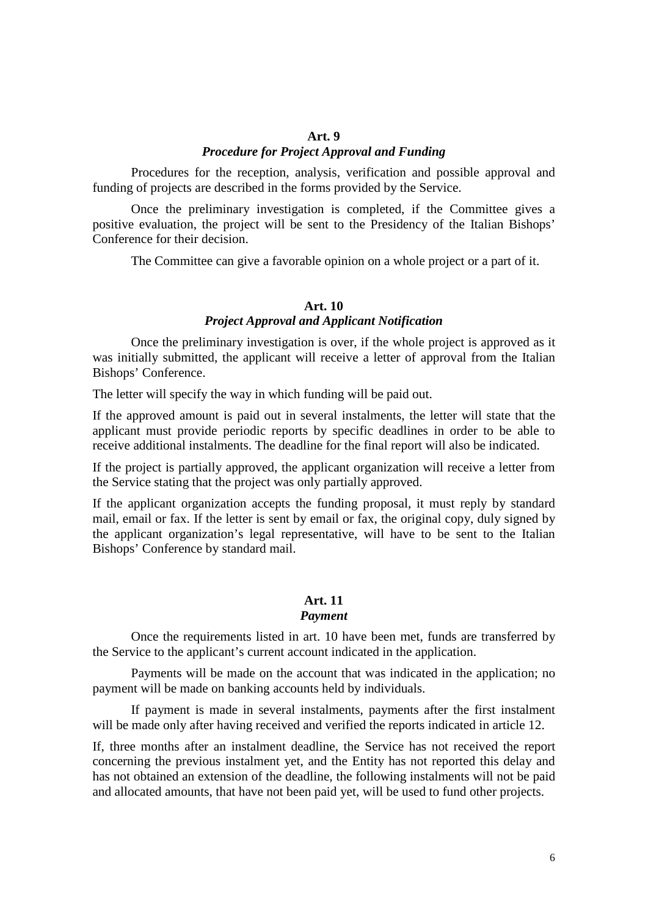**Art. 9**

***Procedure for Project Approval and Funding***

Procedures for the reception, analysis, verification and possible approval and funding of projects are described in the forms provided by the Service.

Once the preliminary investigation is completed, if the Committee gives a positive evaluation, the project will be sent to the Presidency of the Italian Bishops' Conference for their decision.

The Committee can give a favorable opinion on a whole project or a part of it.

**Art. 10**

***Project Approval and Applicant Notification***

Once the preliminary investigation is over, if the whole project is approved as it was initially submitted, the applicant will receive a letter of approval from the Italian Bishops' Conference.

The letter will specify the way in which funding will be paid out.

If the approved amount is paid out in several instalments, the letter will state that the applicant must provide periodic reports by specific deadlines in order to be able to receive additional instalments. The deadline for the final report will also be indicated.

If the project is partially approved, the applicant organization will receive a letter from the Service stating that the project was only partially approved.

If the applicant organization accepts the funding proposal, it must reply by standard mail, email or fax. If the letter is sent by email or fax, the original copy, duly signed by the applicant organization's legal representative, will have to be sent to the Italian Bishops' Conference by standard mail.

**Art. 11**

***Payment***

Once the requirements listed in art. 10 have been met, funds are transferred by the Service to the applicant's current account indicated in the application.

Payments will be made on the account that was indicated in the application; no payment will be made on banking accounts held by individuals.

If payment is made in several instalments, payments after the first instalment will be made only after having received and verified the reports indicated in article 12.

If, three months after an instalment deadline, the Service has not received the report concerning the previous instalment yet, and the Entity has not reported this delay and has not obtained an extension of the deadline, the following instalments will not be paid and allocated amounts, that have not been paid yet, will be used to fund other projects.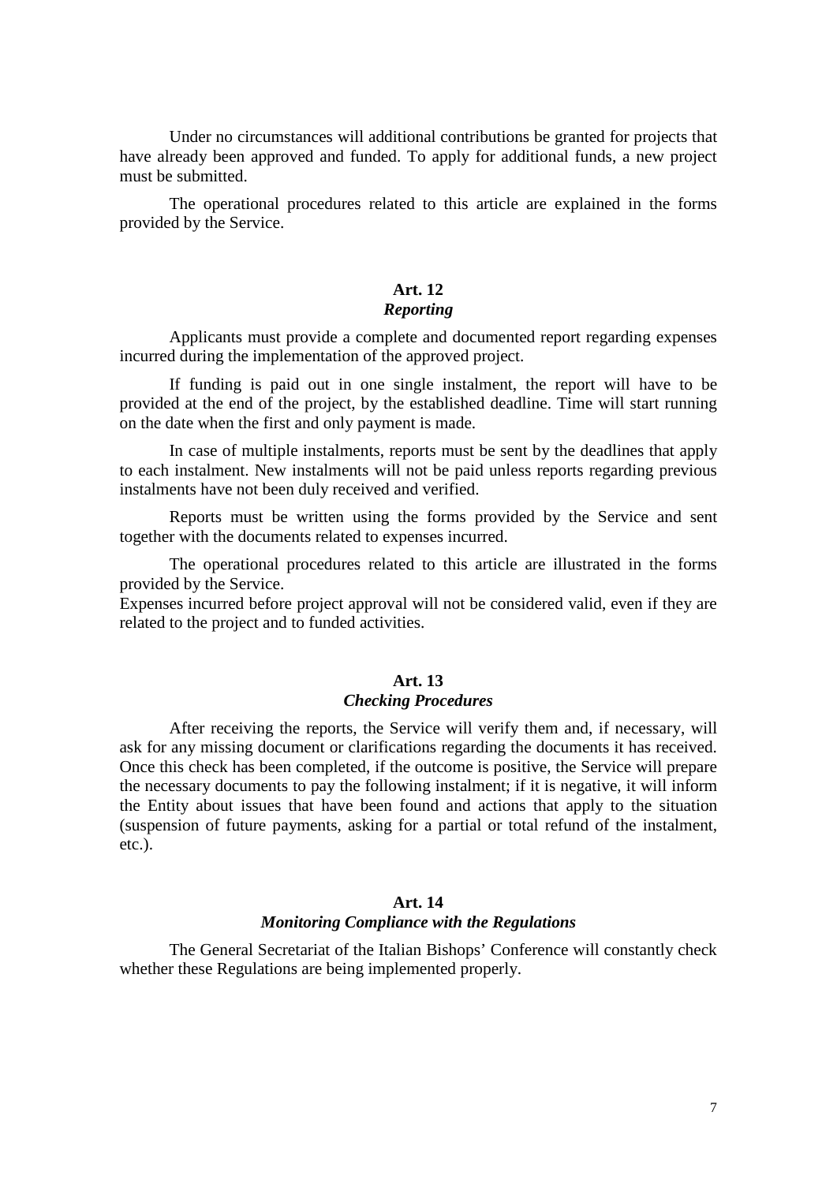Under no circumstances will additional contributions be granted for projects that have already been approved and funded. To apply for additional funds, a new project must be submitted.

The operational procedures related to this article are explained in the forms provided by the Service.

## Art. 12
### *Reporting*

Applicants must provide a complete and documented report regarding expenses incurred during the implementation of the approved project.

If funding is paid out in one single instalment, the report will have to be provided at the end of the project, by the established deadline. Time will start running on the date when the first and only payment is made.

In case of multiple instalments, reports must be sent by the deadlines that apply to each instalment. New instalments will not be paid unless reports regarding previous instalments have not been duly received and verified.

Reports must be written using the forms provided by the Service and sent together with the documents related to expenses incurred.

The operational procedures related to this article are illustrated in the forms provided by the Service.
Expenses incurred before project approval will not be considered valid, even if they are related to the project and to funded activities.

## Art. 13
### *Checking Procedures*

After receiving the reports, the Service will verify them and, if necessary, will ask for any missing document or clarifications regarding the documents it has received. Once this check has been completed, if the outcome is positive, the Service will prepare the necessary documents to pay the following instalment; if it is negative, it will inform the Entity about issues that have been found and actions that apply to the situation (suspension of future payments, asking for a partial or total refund of the instalment, etc.).

## Art. 14
### *Monitoring Compliance with the Regulations*

The General Secretariat of the Italian Bishops' Conference will constantly check whether these Regulations are being implemented properly.